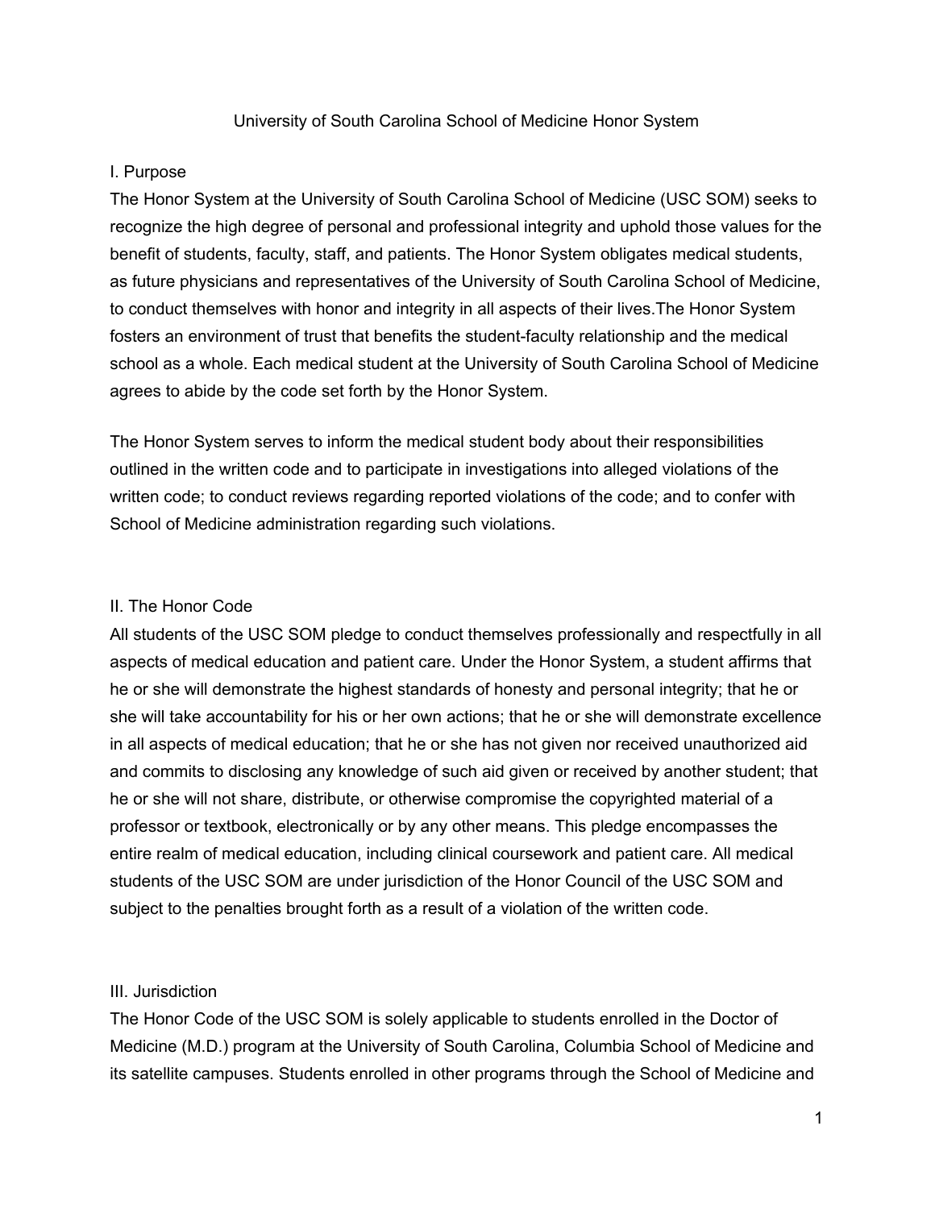# University of South Carolina School of Medicine Honor System

## I. Purpose

The Honor System at the University of South Carolina School of Medicine (USC SOM) seeks to recognize the high degree of personal and professional integrity and uphold those values for the benefit of students, faculty, staff, and patients. The Honor System obligates medical students, as future physicians and representatives of the University of South Carolina School of Medicine, to conduct themselves with honor and integrity in all aspects of their lives.The Honor System fosters an environment of trust that benefits the student-faculty relationship and the medical school as a whole. Each medical student at the University of South Carolina School of Medicine agrees to abide by the code set forth by the Honor System.

The Honor System serves to inform the medical student body about their responsibilities outlined in the written code and to participate in investigations into alleged violations of the written code; to conduct reviews regarding reported violations of the code; and to confer with School of Medicine administration regarding such violations.

## II. The Honor Code

All students of the USC SOM pledge to conduct themselves professionally and respectfully in all aspects of medical education and patient care. Under the Honor System, a student affirms that he or she will demonstrate the highest standards of honesty and personal integrity; that he or she will take accountability for his or her own actions; that he or she will demonstrate excellence in all aspects of medical education; that he or she has not given nor received unauthorized aid and commits to disclosing any knowledge of such aid given or received by another student; that he or she will not share, distribute, or otherwise compromise the copyrighted material of a professor or textbook, electronically or by any other means. This pledge encompasses the entire realm of medical education, including clinical coursework and patient care. All medical students of the USC SOM are under jurisdiction of the Honor Council of the USC SOM and subject to the penalties brought forth as a result of a violation of the written code.

## III. Jurisdiction

The Honor Code of the USC SOM is solely applicable to students enrolled in the Doctor of Medicine (M.D.) program at the University of South Carolina, Columbia School of Medicine and its satellite campuses. Students enrolled in other programs through the School of Medicine and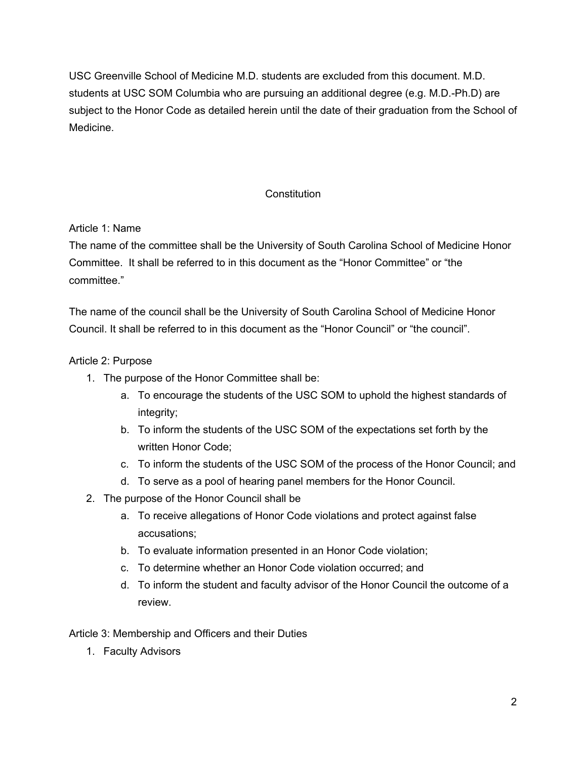USC Greenville School of Medicine M.D. students are excluded from this document. M.D. students at USC SOM Columbia who are pursuing an additional degree (e.g. M.D.-Ph.D) are subject to the Honor Code as detailed herein until the date of their graduation from the School of Medicine.

## Constitution

### Article 1: Name

The name of the committee shall be the University of South Carolina School of Medicine Honor Committee. It shall be referred to in this document as the "Honor Committee" or "the committee."

The name of the council shall be the University of South Carolina School of Medicine Honor Council. It shall be referred to in this document as the "Honor Council" or "the council".

### Article 2: Purpose

1. The purpose of the Honor Committee shall be:
    a. To encourage the students of the USC SOM to uphold the highest standards of integrity;
    b. To inform the students of the USC SOM of the expectations set forth by the written Honor Code;
    c. To inform the students of the USC SOM of the process of the Honor Council; and
    d. To serve as a pool of hearing panel members for the Honor Council.
2. The purpose of the Honor Council shall be
    a. To receive allegations of Honor Code violations and protect against false accusations;
    b. To evaluate information presented in an Honor Code violation;
    c. To determine whether an Honor Code violation occurred; and
    d. To inform the student and faculty advisor of the Honor Council the outcome of a review.

### Article 3: Membership and Officers and their Duties

1. Faculty Advisors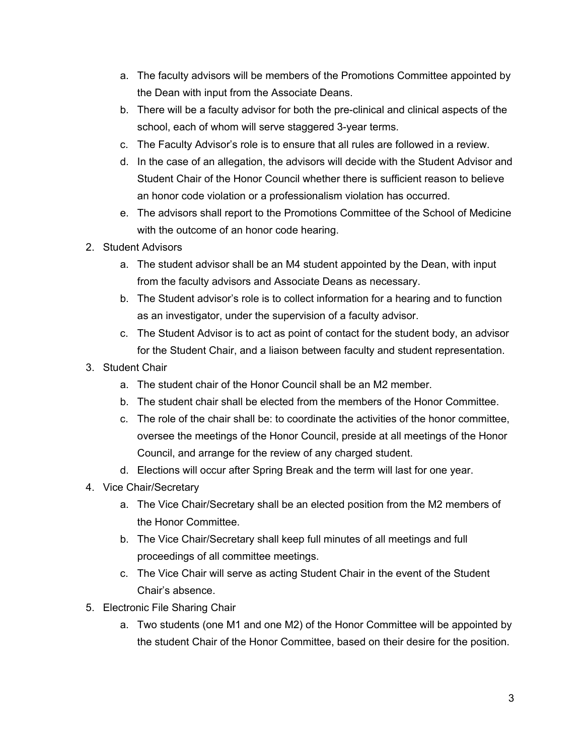a. The faculty advisors will be members of the Promotions Committee appointed by the Dean with input from the Associate Deans.
b. There will be a faculty advisor for both the pre-clinical and clinical aspects of the school, each of whom will serve staggered 3-year terms.
c. The Faculty Advisor's role is to ensure that all rules are followed in a review.
d. In the case of an allegation, the advisors will decide with the Student Advisor and Student Chair of the Honor Council whether there is sufficient reason to believe an honor code violation or a professionalism violation has occurred.
e. The advisors shall report to the Promotions Committee of the School of Medicine with the outcome of an honor code hearing.

2. Student Advisors
    a. The student advisor shall be an M4 student appointed by the Dean, with input from the faculty advisors and Associate Deans as necessary.
    b. The Student advisor's role is to collect information for a hearing and to function as an investigator, under the supervision of a faculty advisor.
    c. The Student Advisor is to act as point of contact for the student body, an advisor for the Student Chair, and a liaison between faculty and student representation.
3. Student Chair
    a. The student chair of the Honor Council shall be an M2 member.
    b. The student chair shall be elected from the members of the Honor Committee.
    c. The role of the chair shall be: to coordinate the activities of the honor committee, oversee the meetings of the Honor Council, preside at all meetings of the Honor Council, and arrange for the review of any charged student.
    d. Elections will occur after Spring Break and the term will last for one year.
4. Vice Chair/Secretary
    a. The Vice Chair/Secretary shall be an elected position from the M2 members of the Honor Committee.
    b. The Vice Chair/Secretary shall keep full minutes of all meetings and full proceedings of all committee meetings.
    c. The Vice Chair will serve as acting Student Chair in the event of the Student Chair's absence.
5. Electronic File Sharing Chair
    a. Two students (one M1 and one M2) of the Honor Committee will be appointed by the student Chair of the Honor Committee, based on their desire for the position.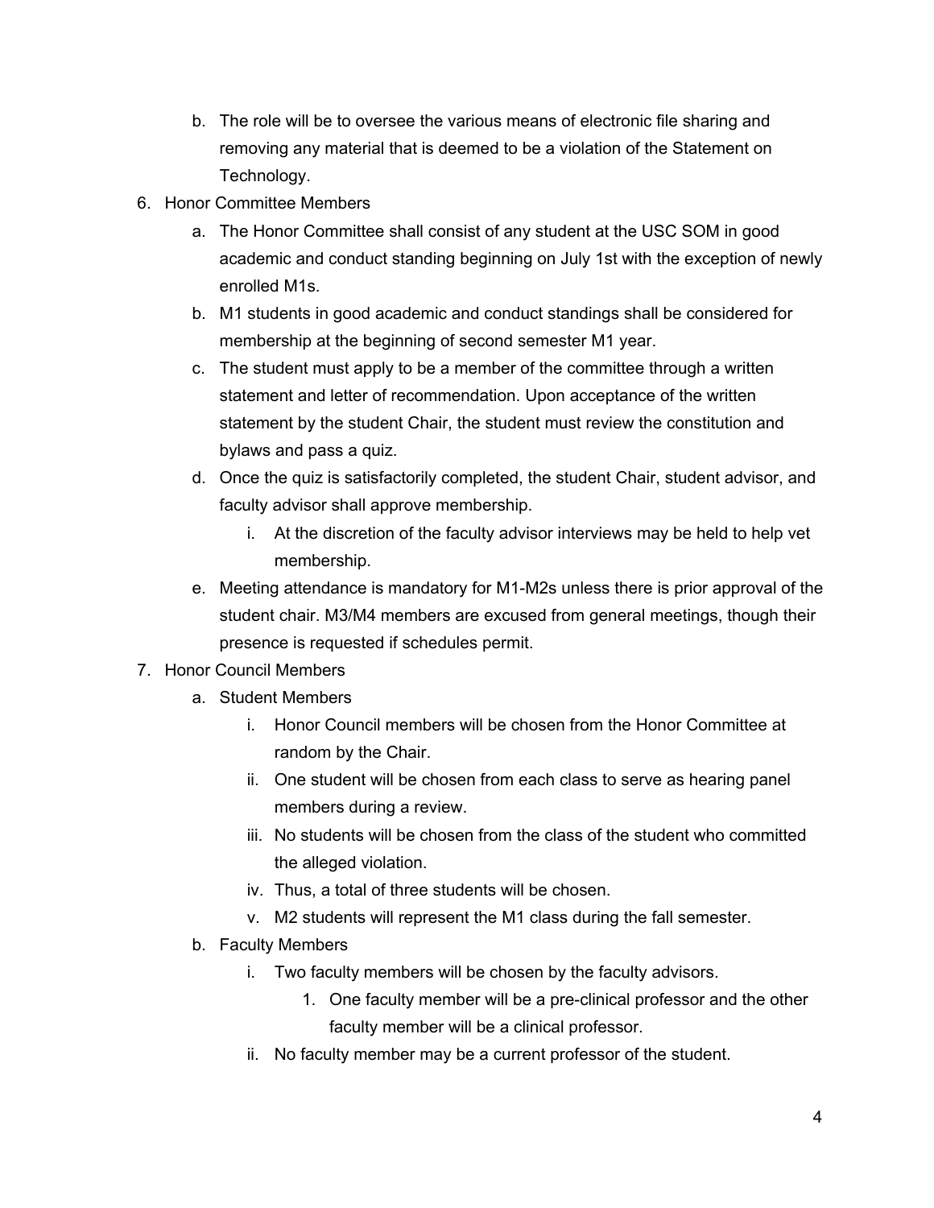b. The role will be to oversee the various means of electronic file sharing and removing any material that is deemed to be a violation of the Statement on Technology.

6. Honor Committee Members
   a. The Honor Committee shall consist of any student at the USC SOM in good academic and conduct standing beginning on July 1st with the exception of newly enrolled M1s.
   b. M1 students in good academic and conduct standings shall be considered for membership at the beginning of second semester M1 year.
   c. The student must apply to be a member of the committee through a written statement and letter of recommendation. Upon acceptance of the written statement by the student Chair, the student must review the constitution and bylaws and pass a quiz.
   d. Once the quiz is satisfactorily completed, the student Chair, student advisor, and faculty advisor shall approve membership.
      i. At the discretion of the faculty advisor interviews may be held to help vet membership.
   e. Meeting attendance is mandatory for M1-M2s unless there is prior approval of the student chair. M3/M4 members are excused from general meetings, though their presence is requested if schedules permit.

7. Honor Council Members
   a. Student Members
      i. Honor Council members will be chosen from the Honor Committee at random by the Chair.
      ii. One student will be chosen from each class to serve as hearing panel members during a review.
      iii. No students will be chosen from the class of the student who committed the alleged violation.
      iv. Thus, a total of three students will be chosen.
      v. M2 students will represent the M1 class during the fall semester.
   b. Faculty Members
      i. Two faculty members will be chosen by the faculty advisors.
         1. One faculty member will be a pre-clinical professor and the other faculty member will be a clinical professor.
      ii. No faculty member may be a current professor of the student.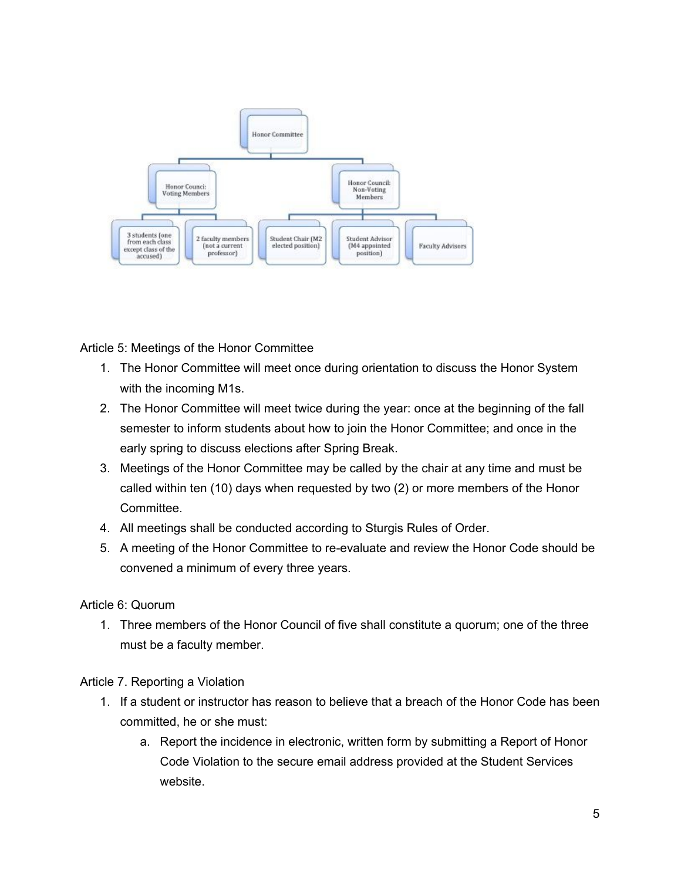- Honor Committee
  - Honor Counci: Voting Members
    - 3 students (one from each class except class of the accused)
    - 2 faculty members (not a current professor)
  - Honor Council: Non-Voting Members
    - Student Chair (M2 elected position)
    - Student Advisor (M4 appointed position)
    - Faculty Advisors

Article 5: Meetings of the Honor Committee

1. The Honor Committee will meet once during orientation to discuss the Honor System with the incoming M1s.
2. The Honor Committee will meet twice during the year: once at the beginning of the fall semester to inform students about how to join the Honor Committee; and once in the early spring to discuss elections after Spring Break.
3. Meetings of the Honor Committee may be called by the chair at any time and must be called within ten (10) days when requested by two (2) or more members of the Honor Committee.
4. All meetings shall be conducted according to Sturgis Rules of Order.
5. A meeting of the Honor Committee to re-evaluate and review the Honor Code should be convened a minimum of every three years.

Article 6: Quorum

1. Three members of the Honor Council of five shall constitute a quorum; one of the three must be a faculty member.

Article 7. Reporting a Violation

1. If a student or instructor has reason to believe that a breach of the Honor Code has been committed, he or she must:
   a. Report the incidence in electronic, written form by submitting a Report of Honor Code Violation to the secure email address provided at the Student Services website.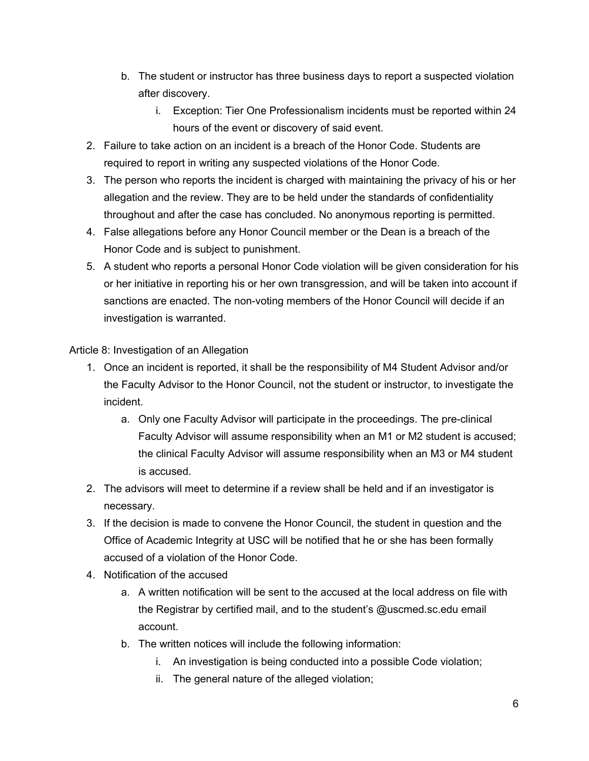b. The student or instructor has three business days to report a suspected violation after discovery.
      i. Exception: Tier One Professionalism incidents must be reported within 24 hours of the event or discovery of said event.
2. Failure to take action on an incident is a breach of the Honor Code. Students are required to report in writing any suspected violations of the Honor Code.
3. The person who reports the incident is charged with maintaining the privacy of his or her allegation and the review. They are to be held under the standards of confidentiality throughout and after the case has concluded. No anonymous reporting is permitted.
4. False allegations before any Honor Council member or the Dean is a breach of the Honor Code and is subject to punishment.
5. A student who reports a personal Honor Code violation will be given consideration for his or her initiative in reporting his or her own transgression, and will be taken into account if sanctions are enacted. The non-voting members of the Honor Council will decide if an investigation is warranted.

Article 8: Investigation of an Allegation

1. Once an incident is reported, it shall be the responsibility of M4 Student Advisor and/or the Faculty Advisor to the Honor Council, not the student or instructor, to investigate the incident.
   a. Only one Faculty Advisor will participate in the proceedings. The pre-clinical Faculty Advisor will assume responsibility when an M1 or M2 student is accused; the clinical Faculty Advisor will assume responsibility when an M3 or M4 student is accused.
2. The advisors will meet to determine if a review shall be held and if an investigator is necessary.
3. If the decision is made to convene the Honor Council, the student in question and the Office of Academic Integrity at USC will be notified that he or she has been formally accused of a violation of the Honor Code.
4. Notification of the accused
   a. A written notification will be sent to the accused at the local address on file with the Registrar by certified mail, and to the student's @uscmed.sc.edu email account.
   b. The written notices will include the following information:
      i. An investigation is being conducted into a possible Code violation;
      ii. The general nature of the alleged violation;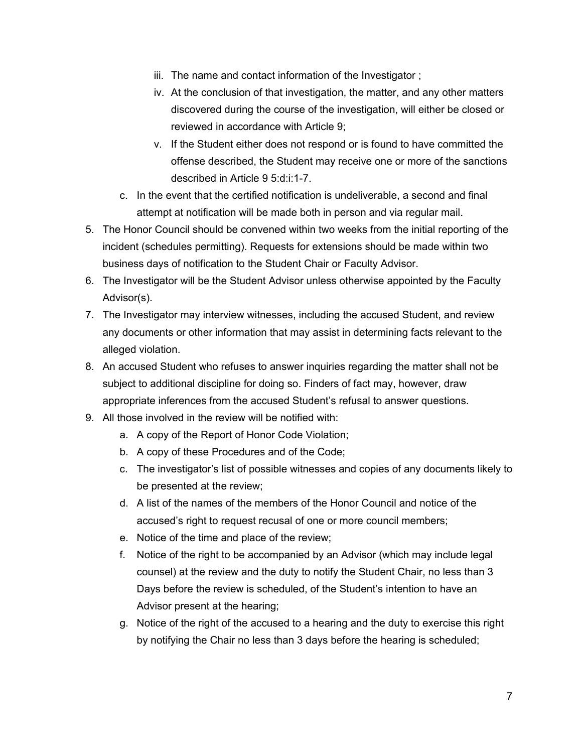iii. The name and contact information of the Investigator ;
   iv. At the conclusion of that investigation, the matter, and any other matters discovered during the course of the investigation, will either be closed or reviewed in accordance with Article 9;
   v. If the Student either does not respond or is found to have committed the offense described, the Student may receive one or more of the sanctions described in Article 9 5:d:i:1-7.

   c. In the event that the certified notification is undeliverable, a second and final attempt at notification will be made both in person and via regular mail.

5. The Honor Council should be convened within two weeks from the initial reporting of the incident (schedules permitting). Requests for extensions should be made within two business days of notification to the Student Chair or Faculty Advisor.
6. The Investigator will be the Student Advisor unless otherwise appointed by the Faculty Advisor(s).
7. The Investigator may interview witnesses, including the accused Student, and review any documents or other information that may assist in determining facts relevant to the alleged violation.
8. An accused Student who refuses to answer inquiries regarding the matter shall not be subject to additional discipline for doing so. Finders of fact may, however, draw appropriate inferences from the accused Student's refusal to answer questions.
9. All those involved in the review will be notified with:
   a. A copy of the Report of Honor Code Violation;
   b. A copy of these Procedures and of the Code;
   c. The investigator's list of possible witnesses and copies of any documents likely to be presented at the review;
   d. A list of the names of the members of the Honor Council and notice of the accused's right to request recusal of one or more council members;
   e. Notice of the time and place of the review;
   f. Notice of the right to be accompanied by an Advisor (which may include legal counsel) at the review and the duty to notify the Student Chair, no less than 3 Days before the review is scheduled, of the Student's intention to have an Advisor present at the hearing;
   g. Notice of the right of the accused to a hearing and the duty to exercise this right by notifying the Chair no less than 3 days before the hearing is scheduled;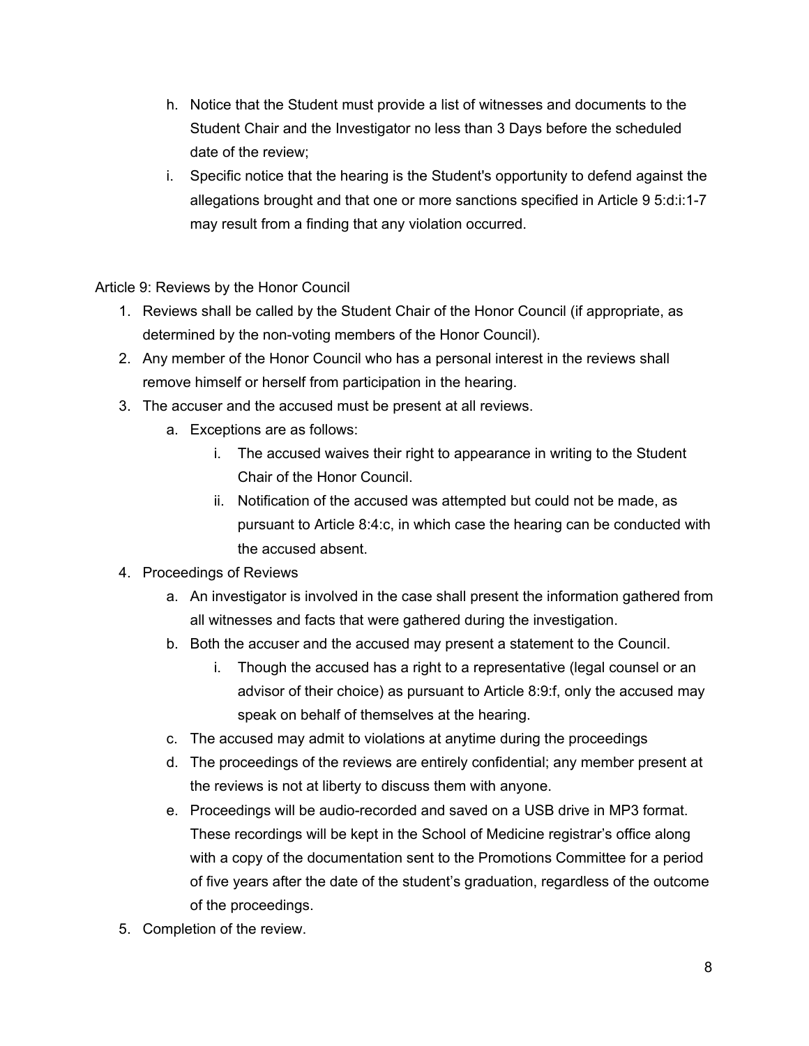h. Notice that the Student must provide a list of witnesses and documents to the Student Chair and the Investigator no less than 3 Days before the scheduled date of the review;

i. Specific notice that the hearing is the Student's opportunity to defend against the allegations brought and that one or more sanctions specified in Article 9 5:d:i:1-7 may result from a finding that any violation occurred.

Article 9: Reviews by the Honor Council

1. Reviews shall be called by the Student Chair of the Honor Council (if appropriate, as determined by the non-voting members of the Honor Council).
2. Any member of the Honor Council who has a personal interest in the reviews shall remove himself or herself from participation in the hearing.
3. The accuser and the accused must be present at all reviews.
   a. Exceptions are as follows:
      i. The accused waives their right to appearance in writing to the Student Chair of the Honor Council.
      ii. Notification of the accused was attempted but could not be made, as pursuant to Article 8:4:c, in which case the hearing can be conducted with the accused absent.
4. Proceedings of Reviews
   a. An investigator is involved in the case shall present the information gathered from all witnesses and facts that were gathered during the investigation.
   b. Both the accuser and the accused may present a statement to the Council.
      i. Though the accused has a right to a representative (legal counsel or an advisor of their choice) as pursuant to Article 8:9:f, only the accused may speak on behalf of themselves at the hearing.
   c. The accused may admit to violations at anytime during the proceedings
   d. The proceedings of the reviews are entirely confidential; any member present at the reviews is not at liberty to discuss them with anyone.
   e. Proceedings will be audio-recorded and saved on a USB drive in MP3 format. These recordings will be kept in the School of Medicine registrar's office along with a copy of the documentation sent to the Promotions Committee for a period of five years after the date of the student's graduation, regardless of the outcome of the proceedings.
5. Completion of the review.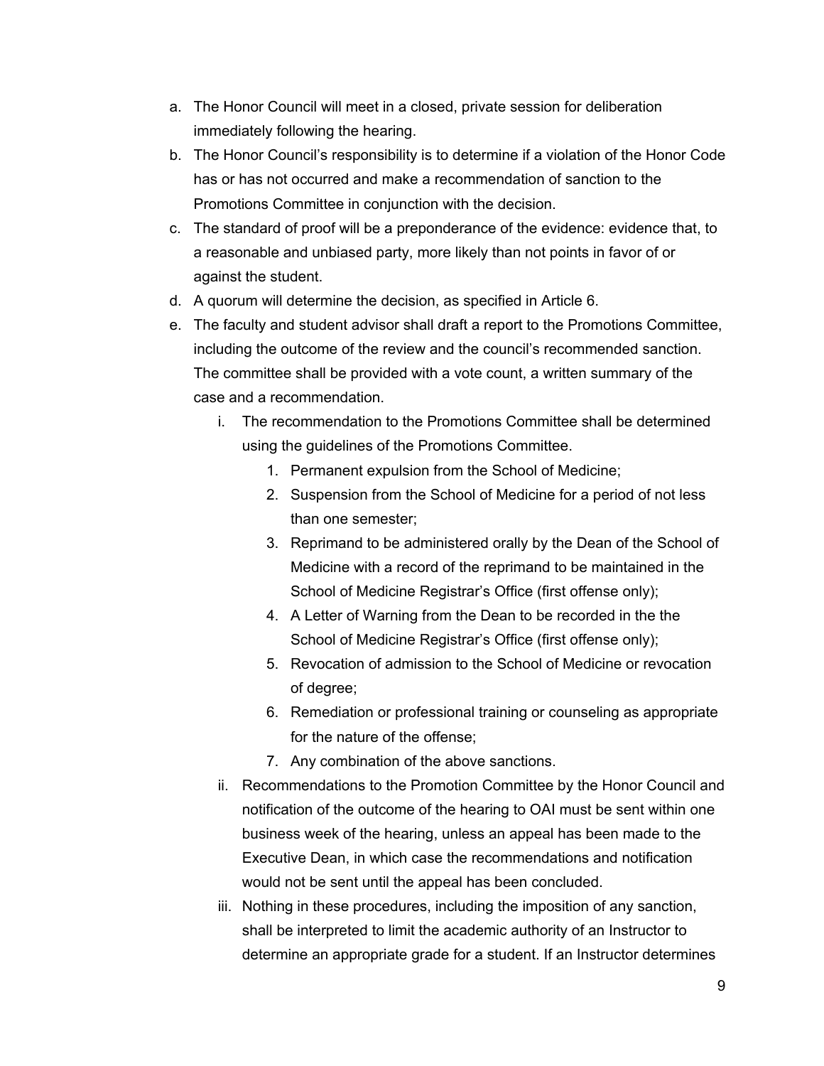a. The Honor Council will meet in a closed, private session for deliberation immediately following the hearing.
b. The Honor Council's responsibility is to determine if a violation of the Honor Code has or has not occurred and make a recommendation of sanction to the Promotions Committee in conjunction with the decision.
c. The standard of proof will be a preponderance of the evidence: evidence that, to a reasonable and unbiased party, more likely than not points in favor of or against the student.
d. A quorum will determine the decision, as specified in Article 6.
e. The faculty and student advisor shall draft a report to the Promotions Committee, including the outcome of the review and the council's recommended sanction. The committee shall be provided with a vote count, a written summary of the case and a recommendation.
    i. The recommendation to the Promotions Committee shall be determined using the guidelines of the Promotions Committee.
        1. Permanent expulsion from the School of Medicine;
        2. Suspension from the School of Medicine for a period of not less than one semester;
        3. Reprimand to be administered orally by the Dean of the School of Medicine with a record of the reprimand to be maintained in the School of Medicine Registrar's Office (first offense only);
        4. A Letter of Warning from the Dean to be recorded in the the School of Medicine Registrar's Office (first offense only);
        5. Revocation of admission to the School of Medicine or revocation of degree;
        6. Remediation or professional training or counseling as appropriate for the nature of the offense;
        7. Any combination of the above sanctions.
    ii. Recommendations to the Promotion Committee by the Honor Council and notification of the outcome of the hearing to OAI must be sent within one business week of the hearing, unless an appeal has been made to the Executive Dean, in which case the recommendations and notification would not be sent until the appeal has been concluded.
    iii. Nothing in these procedures, including the imposition of any sanction, shall be interpreted to limit the academic authority of an Instructor to determine an appropriate grade for a student. If an Instructor determines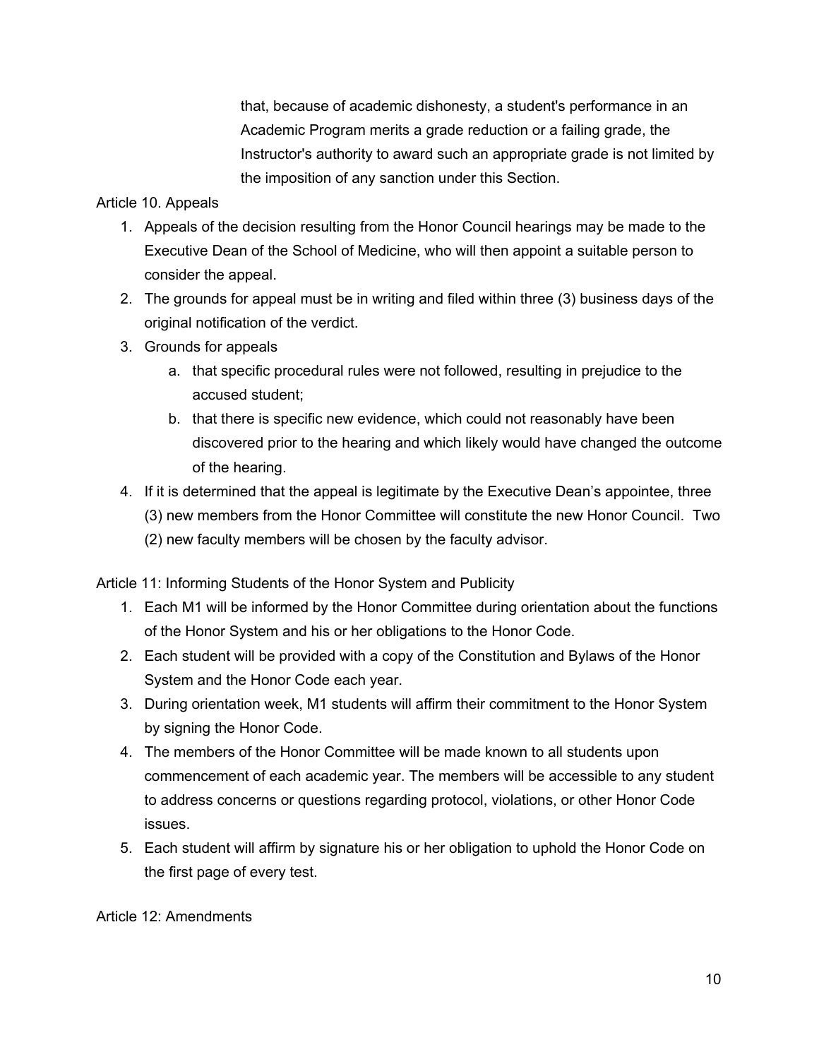that, because of academic dishonesty, a student's performance in an Academic Program merits a grade reduction or a failing grade, the Instructor's authority to award such an appropriate grade is not limited by the imposition of any sanction under this Section.

Article 10. Appeals

1. Appeals of the decision resulting from the Honor Council hearings may be made to the Executive Dean of the School of Medicine, who will then appoint a suitable person to consider the appeal.
2. The grounds for appeal must be in writing and filed within three (3) business days of the original notification of the verdict.
3. Grounds for appeals
   a. that specific procedural rules were not followed, resulting in prejudice to the accused student;
   b. that there is specific new evidence, which could not reasonably have been discovered prior to the hearing and which likely would have changed the outcome of the hearing.
4. If it is determined that the appeal is legitimate by the Executive Dean's appointee, three (3) new members from the Honor Committee will constitute the new Honor Council. Two (2) new faculty members will be chosen by the faculty advisor.

Article 11: Informing Students of the Honor System and Publicity

1. Each M1 will be informed by the Honor Committee during orientation about the functions of the Honor System and his or her obligations to the Honor Code.
2. Each student will be provided with a copy of the Constitution and Bylaws of the Honor System and the Honor Code each year.
3. During orientation week, M1 students will affirm their commitment to the Honor System by signing the Honor Code.
4. The members of the Honor Committee will be made known to all students upon commencement of each academic year. The members will be accessible to any student to address concerns or questions regarding protocol, violations, or other Honor Code issues.
5. Each student will affirm by signature his or her obligation to uphold the Honor Code on the first page of every test.

Article 12: Amendments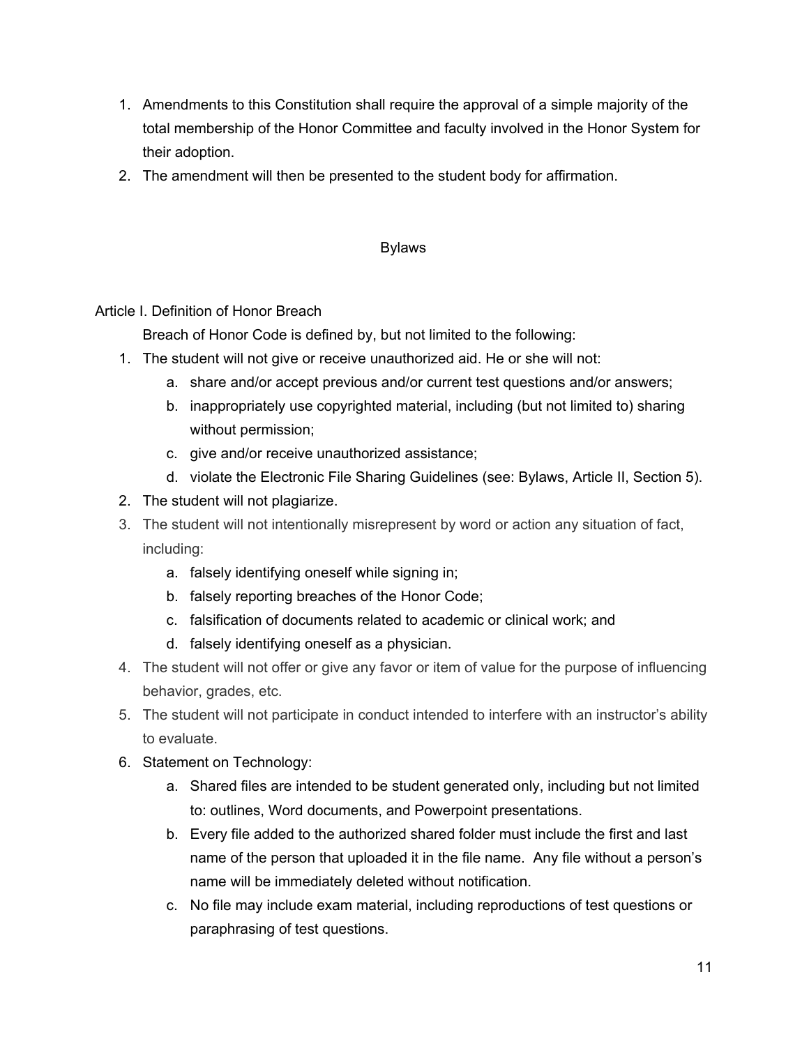1. Amendments to this Constitution shall require the approval of a simple majority of the total membership of the Honor Committee and faculty involved in the Honor System for their adoption.
2. The amendment will then be presented to the student body for affirmation.

## Bylaws

### Article I. Definition of Honor Breach

Breach of Honor Code is defined by, but not limited to the following:

1. The student will not give or receive unauthorized aid. He or she will not:
    a. share and/or accept previous and/or current test questions and/or answers;
    b. inappropriately use copyrighted material, including (but not limited to) sharing without permission;
    c. give and/or receive unauthorized assistance;
    d. violate the Electronic File Sharing Guidelines (see: Bylaws, Article II, Section 5).
2. The student will not plagiarize.
3. The student will not intentionally misrepresent by word or action any situation of fact, including:
    a. falsely identifying oneself while signing in;
    b. falsely reporting breaches of the Honor Code;
    c. falsification of documents related to academic or clinical work; and
    d. falsely identifying oneself as a physician.
4. The student will not offer or give any favor or item of value for the purpose of influencing behavior, grades, etc.
5. The student will not participate in conduct intended to interfere with an instructor's ability to evaluate.
6. Statement on Technology:
    a. Shared files are intended to be student generated only, including but not limited to: outlines, Word documents, and Powerpoint presentations.
    b. Every file added to the authorized shared folder must include the first and last name of the person that uploaded it in the file name. Any file without a person's name will be immediately deleted without notification.
    c. No file may include exam material, including reproductions of test questions or paraphrasing of test questions.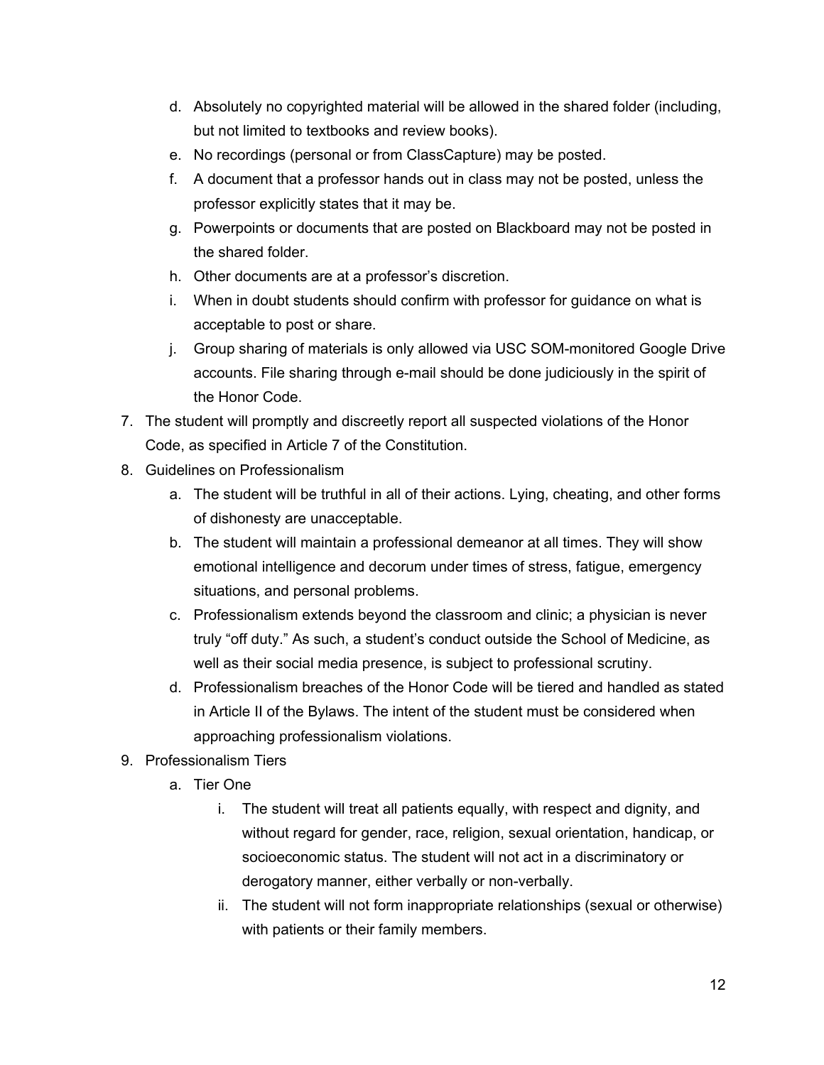d. Absolutely no copyrighted material will be allowed in the shared folder (including, but not limited to textbooks and review books).
   e. No recordings (personal or from ClassCapture) may be posted.
   f. A document that a professor hands out in class may not be posted, unless the professor explicitly states that it may be.
   g. Powerpoints or documents that are posted on Blackboard may not be posted in the shared folder.
   h. Other documents are at a professor's discretion.
   i. When in doubt students should confirm with professor for guidance on what is acceptable to post or share.
   j. Group sharing of materials is only allowed via USC SOM-monitored Google Drive accounts. File sharing through e-mail should be done judiciously in the spirit of the Honor Code.

7. The student will promptly and discreetly report all suspected violations of the Honor Code, as specified in Article 7 of the Constitution.
8. Guidelines on Professionalism
   a. The student will be truthful in all of their actions. Lying, cheating, and other forms of dishonesty are unacceptable.
   b. The student will maintain a professional demeanor at all times. They will show emotional intelligence and decorum under times of stress, fatigue, emergency situations, and personal problems.
   c. Professionalism extends beyond the classroom and clinic; a physician is never truly "off duty." As such, a student's conduct outside the School of Medicine, as well as their social media presence, is subject to professional scrutiny.
   d. Professionalism breaches of the Honor Code will be tiered and handled as stated in Article II of the Bylaws. The intent of the student must be considered when approaching professionalism violations.
9. Professionalism Tiers
   a. Tier One
      i. The student will treat all patients equally, with respect and dignity, and without regard for gender, race, religion, sexual orientation, handicap, or socioeconomic status. The student will not act in a discriminatory or derogatory manner, either verbally or non-verbally.
      ii. The student will not form inappropriate relationships (sexual or otherwise) with patients or their family members.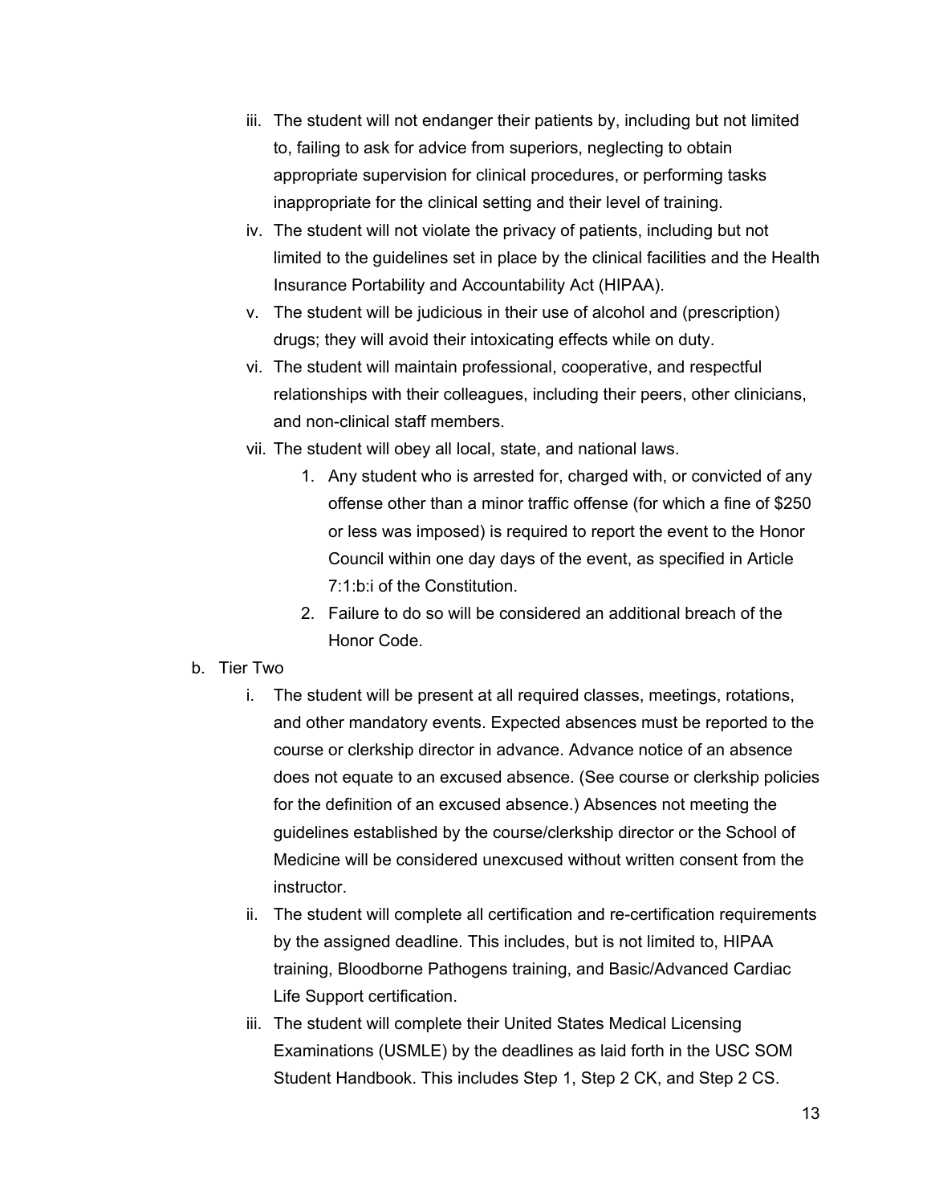iii. The student will not endanger their patients by, including but not limited to, failing to ask for advice from superiors, neglecting to obtain appropriate supervision for clinical procedures, or performing tasks inappropriate for the clinical setting and their level of training.

iv. The student will not violate the privacy of patients, including but not limited to the guidelines set in place by the clinical facilities and the Health Insurance Portability and Accountability Act (HIPAA).

v. The student will be judicious in their use of alcohol and (prescription) drugs; they will avoid their intoxicating effects while on duty.

vi. The student will maintain professional, cooperative, and respectful relationships with their colleagues, including their peers, other clinicians, and non-clinical staff members.

vii. The student will obey all local, state, and national laws.

   1. Any student who is arrested for, charged with, or convicted of any offense other than a minor traffic offense (for which a fine of $250 or less was imposed) is required to report the event to the Honor Council within one day days of the event, as specified in Article 7:1:b:i of the Constitution.
   2. Failure to do so will be considered an additional breach of the Honor Code.

b. Tier Two

i. The student will be present at all required classes, meetings, rotations, and other mandatory events. Expected absences must be reported to the course or clerkship director in advance. Advance notice of an absence does not equate to an excused absence. (See course or clerkship policies for the definition of an excused absence.) Absences not meeting the guidelines established by the course/clerkship director or the School of Medicine will be considered unexcused without written consent from the instructor.

ii. The student will complete all certification and re-certification requirements by the assigned deadline. This includes, but is not limited to, HIPAA training, Bloodborne Pathogens training, and Basic/Advanced Cardiac Life Support certification.

iii. The student will complete their United States Medical Licensing Examinations (USMLE) by the deadlines as laid forth in the USC SOM Student Handbook. This includes Step 1, Step 2 CK, and Step 2 CS.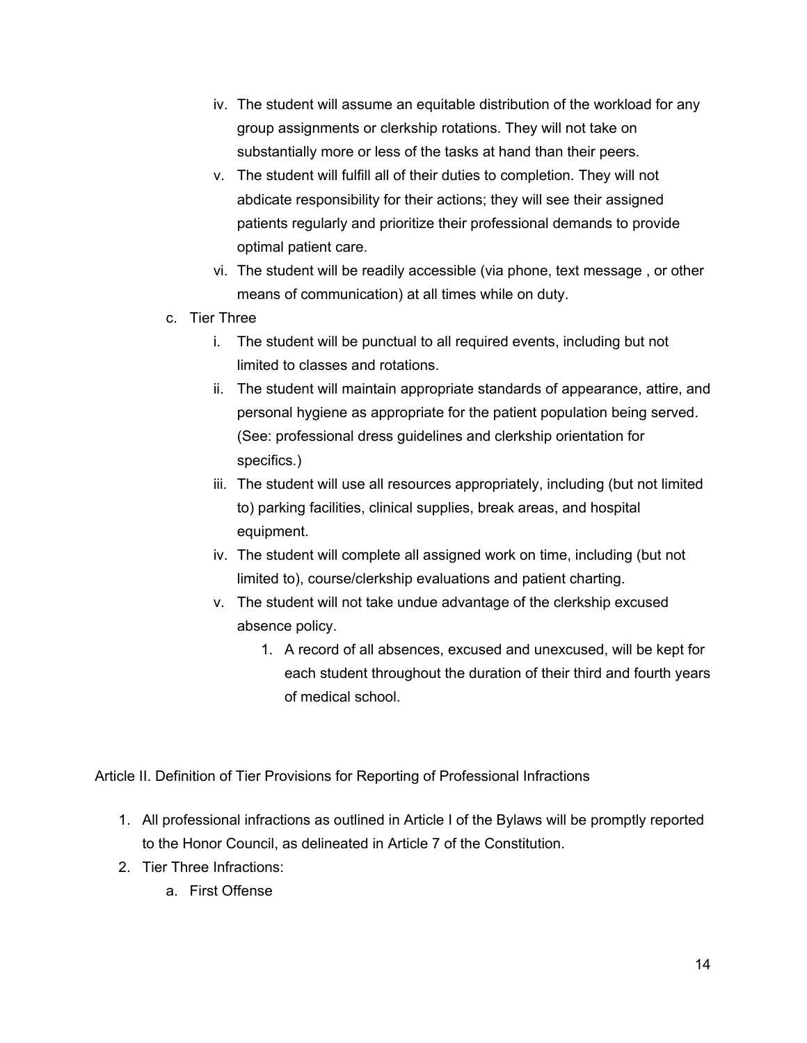iv. The student will assume an equitable distribution of the workload for any group assignments or clerkship rotations. They will not take on substantially more or less of the tasks at hand than their peers.
   v. The student will fulfill all of their duties to completion. They will not abdicate responsibility for their actions; they will see their assigned patients regularly and prioritize their professional demands to provide optimal patient care.
   vi. The student will be readily accessible (via phone, text message , or other means of communication) at all times while on duty.

c. Tier Three
   i. The student will be punctual to all required events, including but not limited to classes and rotations.
   ii. The student will maintain appropriate standards of appearance, attire, and personal hygiene as appropriate for the patient population being served. (See: professional dress guidelines and clerkship orientation for specifics.)
   iii. The student will use all resources appropriately, including (but not limited to) parking facilities, clinical supplies, break areas, and hospital equipment.
   iv. The student will complete all assigned work on time, including (but not limited to), course/clerkship evaluations and patient charting.
   v. The student will not take undue advantage of the clerkship excused absence policy.
      1. A record of all absences, excused and unexcused, will be kept for each student throughout the duration of their third and fourth years of medical school.

Article II. Definition of Tier Provisions for Reporting of Professional Infractions

1. All professional infractions as outlined in Article I of the Bylaws will be promptly reported to the Honor Council, as delineated in Article 7 of the Constitution.
2. Tier Three Infractions:
   a. First Offense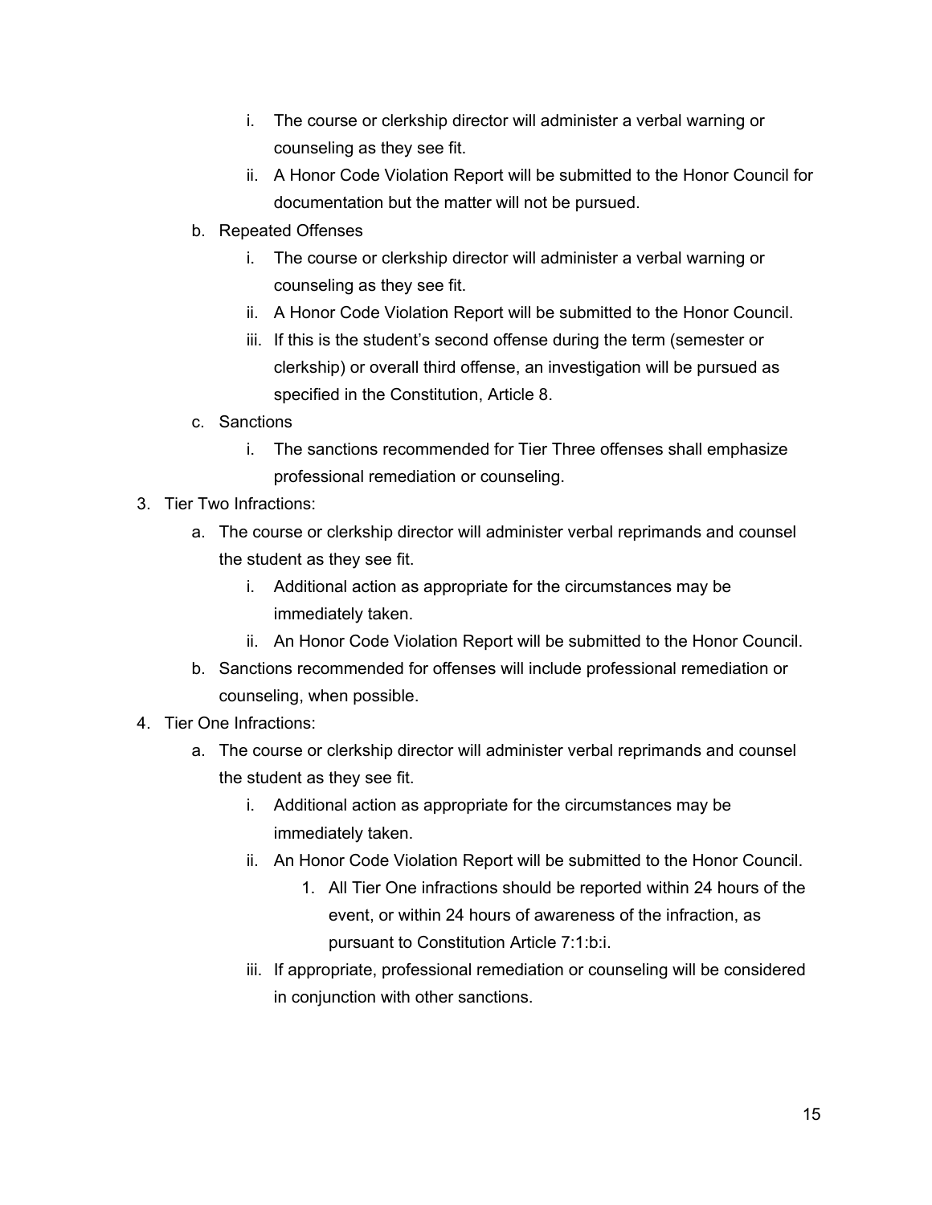i. The course or clerkship director will administer a verbal warning or counseling as they see fit.
      ii. A Honor Code Violation Report will be submitted to the Honor Council for documentation but the matter will not be pursued.
   b. Repeated Offenses
      i. The course or clerkship director will administer a verbal warning or counseling as they see fit.
      ii. A Honor Code Violation Report will be submitted to the Honor Council.
      iii. If this is the student's second offense during the term (semester or clerkship) or overall third offense, an investigation will be pursued as specified in the Constitution, Article 8.
   c. Sanctions
      i. The sanctions recommended for Tier Three offenses shall emphasize professional remediation or counseling.

3. Tier Two Infractions:
   a. The course or clerkship director will administer verbal reprimands and counsel the student as they see fit.
      i. Additional action as appropriate for the circumstances may be immediately taken.
      ii. An Honor Code Violation Report will be submitted to the Honor Council.
   b. Sanctions recommended for offenses will include professional remediation or counseling, when possible.

4. Tier One Infractions:
   a. The course or clerkship director will administer verbal reprimands and counsel the student as they see fit.
      i. Additional action as appropriate for the circumstances may be immediately taken.
      ii. An Honor Code Violation Report will be submitted to the Honor Council.
         1. All Tier One infractions should be reported within 24 hours of the event, or within 24 hours of awareness of the infraction, as pursuant to Constitution Article 7:1:b:i.
      iii. If appropriate, professional remediation or counseling will be considered in conjunction with other sanctions.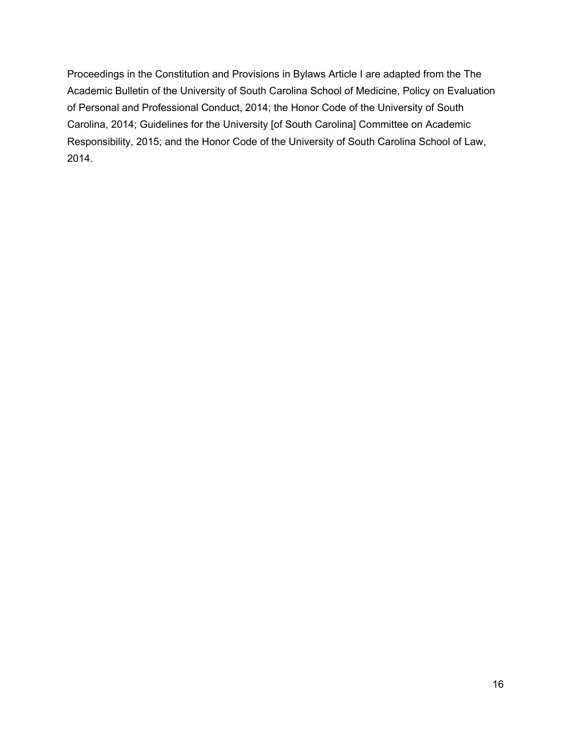Proceedings in the Constitution and Provisions in Bylaws Article I are adapted from the The Academic Bulletin of the University of South Carolina School of Medicine, Policy on Evaluation of Personal and Professional Conduct, 2014; the Honor Code of the University of South Carolina, 2014; Guidelines for the University [of South Carolina] Committee on Academic Responsibility, 2015; and the Honor Code of the University of South Carolina School of Law, 2014.